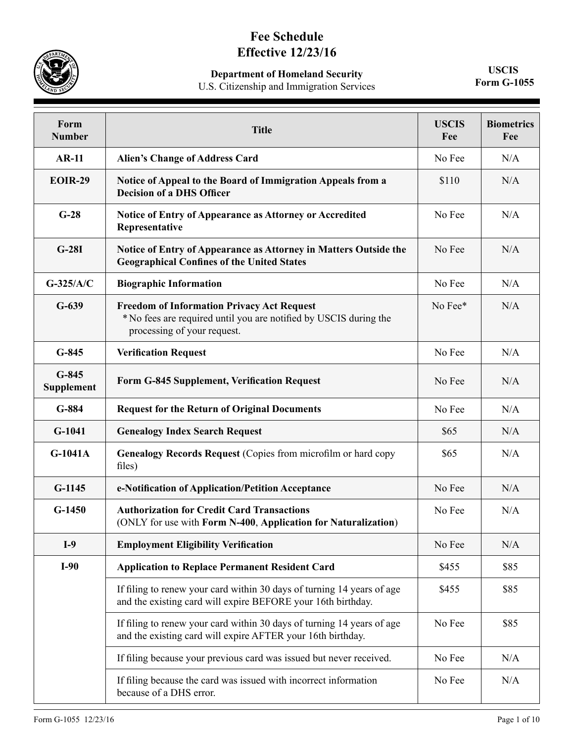# Fee Schedule
## Effective 12/23/16

**Department of Homeland Security**
U.S. Citizenship and Immigration Services

**USCIS**
**Form G-1055**

| Form Number | Title | USCIS Fee | Biometrics Fee |
|---|---|---|---|
| **AR-11** | **Alien's Change of Address Card** | No Fee | N/A |
| **EOIR-29** | **Notice of Appeal to the Board of Immigration Appeals from a Decision of a DHS Officer** | $110 | N/A |
| **G-28** | **Notice of Entry of Appearance as Attorney or Accredited Representative** | No Fee | N/A |
| **G-28I** | **Notice of Entry of Appearance as Attorney in Matters Outside the Geographical Confines of the United States** | No Fee | N/A |
| **G-325/A/C** | **Biographic Information** | No Fee | N/A |
| **G-639** | **Freedom of Information Privacy Act Request** * No fees are required until you are notified by USCIS during the processing of your request. | No Fee* | N/A |
| **G-845** | **Verification Request** | No Fee | N/A |
| **G-845 Supplement** | **Form G-845 Supplement, Verification Request** | No Fee | N/A |
| **G-884** | **Request for the Return of Original Documents** | No Fee | N/A |
| **G-1041** | **Genealogy Index Search Request** | $65 | N/A |
| **G-1041A** | **Genealogy Records Request** (Copies from microfilm or hard copy files) | $65 | N/A |
| **G-1145** | **e-Notification of Application/Petition Acceptance** | No Fee | N/A |
| **G-1450** | **Authorization for Credit Card Transactions** (ONLY for use with **Form N-400**, **Application for Naturalization**) | No Fee | N/A |
| **I-9** | **Employment Eligibility Verification** | No Fee | N/A |
| **I-90** | **Application to Replace Permanent Resident Card** | $455 | $85 |
| | If filing to renew your card within 30 days of turning 14 years of age and the existing card will expire BEFORE your 16th birthday. | $455 | $85 |
| | If filing to renew your card within 30 days of turning 14 years of age and the existing card will expire AFTER your 16th birthday. | No Fee | $85 |
| | If filing because your previous card was issued but never received. | No Fee | N/A |
| | If filing because the card was issued with incorrect information because of a DHS error. | No Fee | N/A |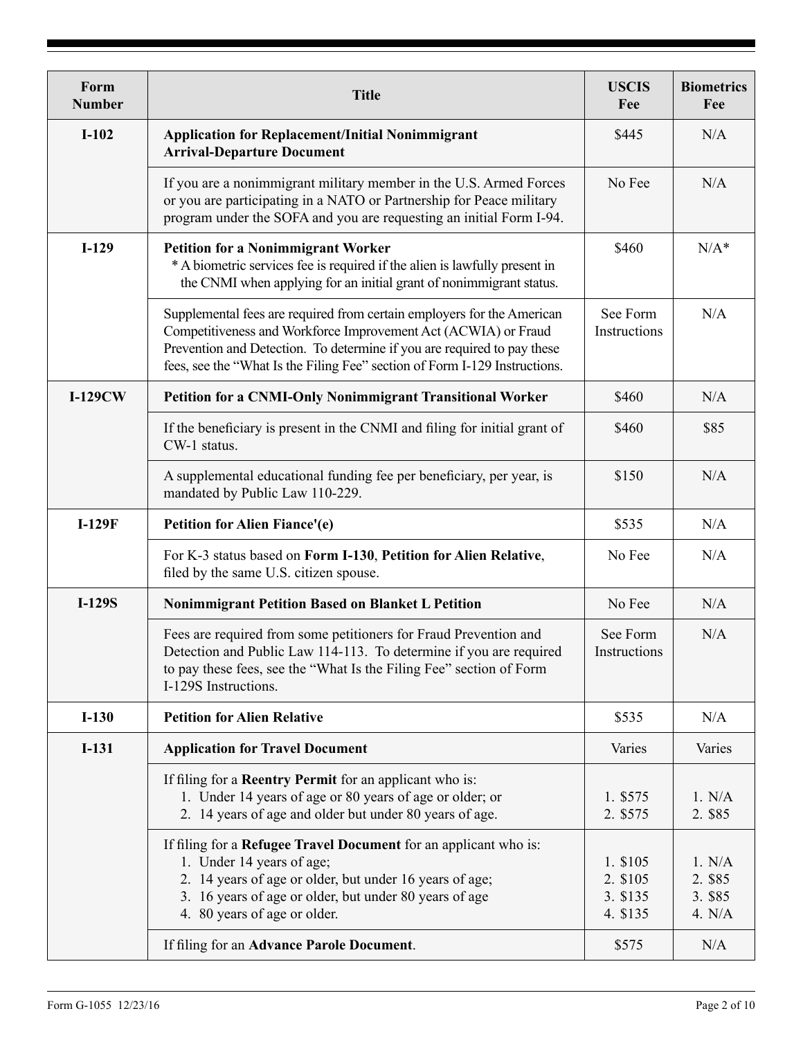| Form Number | Title | USCIS Fee | Biometrics Fee |
|---|---|---|---|
| **I-102** | **Application for Replacement/Initial Nonimmigrant Arrival-Departure Document** | $445 | N/A |
| | If you are a nonimmigrant military member in the U.S. Armed Forces or you are participating in a NATO or Partnership for Peace military program under the SOFA and you are requesting an initial Form I-94. | No Fee | N/A |
| **I-129** | **Petition for a Nonimmigrant Worker** * A biometric services fee is required if the alien is lawfully present in the CNMI when applying for an initial grant of nonimmigrant status. | $460 | N/A* |
| | Supplemental fees are required from certain employers for the American Competitiveness and Workforce Improvement Act (ACWIA) or Fraud Prevention and Detection. To determine if you are required to pay these fees, see the "What Is the Filing Fee" section of Form I-129 Instructions. | See Form Instructions | N/A |
| **I-129CW** | **Petition for a CNMI-Only Nonimmigrant Transitional Worker** | $460 | N/A |
| | If the beneficiary is present in the CNMI and filing for initial grant of CW-1 status. | $460 | $85 |
| | A supplemental educational funding fee per beneficiary, per year, is mandated by Public Law 110-229. | $150 | N/A |
| **I-129F** | **Petition for Alien Fiance'(e)** | $535 | N/A |
| | For K-3 status based on **Form I-130**, **Petition for Alien Relative**, filed by the same U.S. citizen spouse. | No Fee | N/A |
| **I-129S** | **Nonimmigrant Petition Based on Blanket L Petition** | No Fee | N/A |
| | Fees are required from some petitioners for Fraud Prevention and Detection and Public Law 114-113. To determine if you are required to pay these fees, see the "What Is the Filing Fee" section of Form I-129S Instructions. | See Form Instructions | N/A |
| **I-130** | **Petition for Alien Relative** | $535 | N/A |
| **I-131** | **Application for Travel Document** | Varies | Varies |
| | If filing for a **Reentry Permit** for an applicant who is: 1. Under 14 years of age or 80 years of age or older; or 2. 14 years of age and older but under 80 years of age. | 1. $575 2. $575 | 1. N/A 2. $85 |
| | If filing for a **Refugee Travel Document** for an applicant who is: 1. Under 14 years of age; 2. 14 years of age or older, but under 16 years of age; 3. 16 years of age or older, but under 80 years of age 4. 80 years of age or older. | 1. $105 2. $105 3. $135 4. $135 | 1. N/A 2. $85 3. $85 4. N/A |
| | If filing for an **Advance Parole Document**. | $575 | N/A |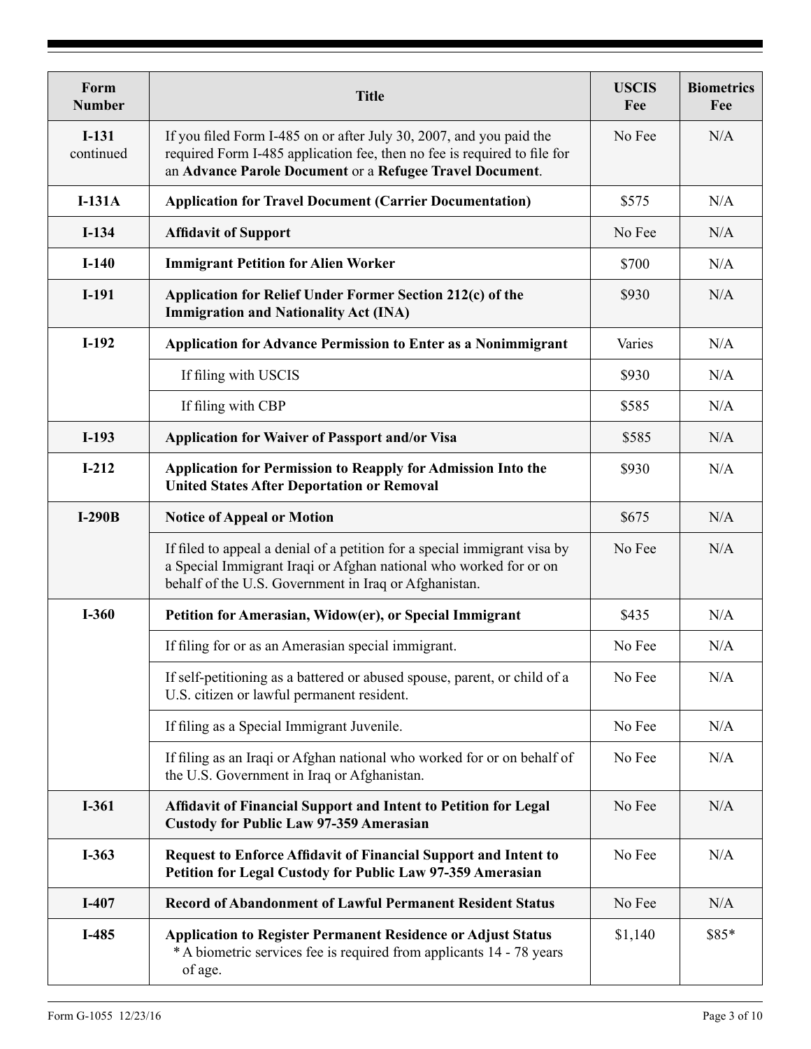| Form Number | Title | USCIS Fee | Biometrics Fee |
|---|---|---|---|
| **I-131** continued | If you filed Form I-485 on or after July 30, 2007, and you paid the required Form I-485 application fee, then no fee is required to file for an **Advance Parole Document** or a **Refugee Travel Document**. | No Fee | N/A |
| **I-131A** | **Application for Travel Document (Carrier Documentation)** | $575 | N/A |
| **I-134** | **Affidavit of Support** | No Fee | N/A |
| **I-140** | **Immigrant Petition for Alien Worker** | $700 | N/A |
| **I-191** | **Application for Relief Under Former Section 212(c) of the Immigration and Nationality Act (INA)** | $930 | N/A |
| **I-192** | **Application for Advance Permission to Enter as a Nonimmigrant** | Varies | N/A |
| | If filing with USCIS | $930 | N/A |
| | If filing with CBP | $585 | N/A |
| **I-193** | **Application for Waiver of Passport and/or Visa** | $585 | N/A |
| **I-212** | **Application for Permission to Reapply for Admission Into the United States After Deportation or Removal** | $930 | N/A |
| **I-290B** | **Notice of Appeal or Motion** | $675 | N/A |
| | If filed to appeal a denial of a petition for a special immigrant visa by a Special Immigrant Iraqi or Afghan national who worked for or on behalf of the U.S. Government in Iraq or Afghanistan. | No Fee | N/A |
| **I-360** | **Petition for Amerasian, Widow(er), or Special Immigrant** | $435 | N/A |
| | If filing for or as an Amerasian special immigrant. | No Fee | N/A |
| | If self-petitioning as a battered or abused spouse, parent, or child of a U.S. citizen or lawful permanent resident. | No Fee | N/A |
| | If filing as a Special Immigrant Juvenile. | No Fee | N/A |
| | If filing as an Iraqi or Afghan national who worked for or on behalf of the U.S. Government in Iraq or Afghanistan. | No Fee | N/A |
| **I-361** | **Affidavit of Financial Support and Intent to Petition for Legal Custody for Public Law 97-359 Amerasian** | No Fee | N/A |
| **I-363** | **Request to Enforce Affidavit of Financial Support and Intent to Petition for Legal Custody for Public Law 97-359 Amerasian** | No Fee | N/A |
| **I-407** | **Record of Abandonment of Lawful Permanent Resident Status** | No Fee | N/A |
| **I-485** | **Application to Register Permanent Residence or Adjust Status** * A biometric services fee is required from applicants 14 - 78 years of age. | $1,140 | $85* |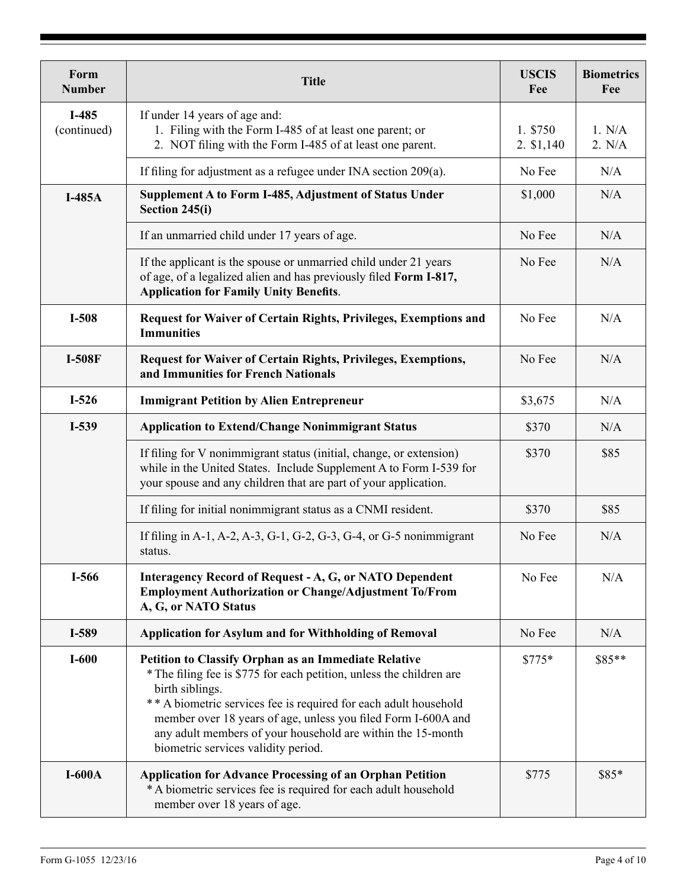| Form Number | Title | USCIS Fee | Biometrics Fee |
|---|---|---|---|
| **I-485** (continued) | If under 14 years of age and: 1. Filing with the Form I-485 of at least one parent; or 2. NOT filing with the Form I-485 of at least one parent. | 1. $750 2. $1,140 | 1. N/A 2. N/A |
| | If filing for adjustment as a refugee under INA section 209(a). | No Fee | N/A |
| **I-485A** | **Supplement A to Form I-485, Adjustment of Status Under Section 245(i)** | $1,000 | N/A |
| | If an unmarried child under 17 years of age. | No Fee | N/A |
| | If the applicant is the spouse or unmarried child under 21 years of age, of a legalized alien and has previously filed **Form I-817, Application for Family Unity Benefits**. | No Fee | N/A |
| **I-508** | **Request for Waiver of Certain Rights, Privileges, Exemptions and Immunities** | No Fee | N/A |
| **I-508F** | **Request for Waiver of Certain Rights, Privileges, Exemptions, and Immunities for French Nationals** | No Fee | N/A |
| **I-526** | **Immigrant Petition by Alien Entrepreneur** | $3,675 | N/A |
| **I-539** | **Application to Extend/Change Nonimmigrant Status** | $370 | N/A |
| | If filing for V nonimmigrant status (initial, change, or extension) while in the United States. Include Supplement A to Form I-539 for your spouse and any children that are part of your application. | $370 | $85 |
| | If filing for initial nonimmigrant status as a CNMI resident. | $370 | $85 |
| | If filing in A-1, A-2, A-3, G-1, G-2, G-3, G-4, or G-5 nonimmigrant status. | No Fee | N/A |
| **I-566** | **Interagency Record of Request - A, G, or NATO Dependent Employment Authorization or Change/Adjustment To/From A, G, or NATO Status** | No Fee | N/A |
| **I-589** | **Application for Asylum and for Withholding of Removal** | No Fee | N/A |
| **I-600** | **Petition to Classify Orphan as an Immediate Relative** * The filing fee is $775 for each petition, unless the children are birth siblings. ** A biometric services fee is required for each adult household member over 18 years of age, unless you filed Form I-600A and any adult members of your household are within the 15-month biometric services validity period. | $775* | $85** |
| **I-600A** | **Application for Advance Processing of an Orphan Petition** * A biometric services fee is required for each adult household member over 18 years of age. | $775 | $85* |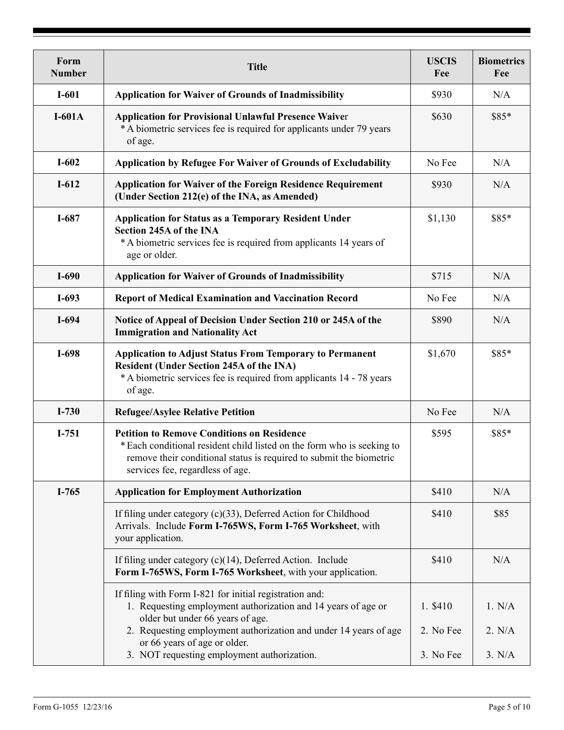| Form Number | Title | USCIS Fee | Biometrics Fee |
|---|---|---|---|
| **I-601** | **Application for Waiver of Grounds of Inadmissibility** | $930 | N/A |
| **I-601A** | **Application for Provisional Unlawful Presence Waiver**<br>* A biometric services fee is required for applicants under 79 years of age. | $630 | $85* |
| **I-602** | **Application by Refugee For Waiver of Grounds of Excludability** | No Fee | N/A |
| **I-612** | **Application for Waiver of the Foreign Residence Requirement (Under Section 212(e) of the INA, as Amended)** | $930 | N/A |
| **I-687** | **Application for Status as a Temporary Resident Under Section 245A of the INA**<br>* A biometric services fee is required from applicants 14 years of age or older. | $1,130 | $85* |
| **I-690** | **Application for Waiver of Grounds of Inadmissibility** | $715 | N/A |
| **I-693** | **Report of Medical Examination and Vaccination Record** | No Fee | N/A |
| **I-694** | **Notice of Appeal of Decision Under Section 210 or 245A of the Immigration and Nationality Act** | $890 | N/A |
| **I-698** | **Application to Adjust Status From Temporary to Permanent Resident (Under Section 245A of the INA)**<br>* A biometric services fee is required from applicants 14 - 78 years of age. | $1,670 | $85* |
| **I-730** | **Refugee/Asylee Relative Petition** | No Fee | N/A |
| **I-751** | **Petition to Remove Conditions on Residence**<br>* Each conditional resident child listed on the form who is seeking to remove their conditional status is required to submit the biometric services fee, regardless of age. | $595 | $85* |
| **I-765** | **Application for Employment Authorization** | $410 | N/A |
| | If filing under category (c)(33), Deferred Action for Childhood Arrivals. Include **Form I-765WS, Form I-765 Worksheet**, with your application. | $410 | $85 |
| | If filing under category (c)(14), Deferred Action. Include **Form I-765WS, Form I-765 Worksheet**, with your application. | $410 | N/A |
| | If filing with Form I-821 for initial registration and:<br>1. Requesting employment authorization and 14 years of age or older but under 66 years of age.<br>2. Requesting employment authorization and under 14 years of age or 66 years of age or older.<br>3. NOT requesting employment authorization. | 1. $410<br>2. No Fee<br>3. No Fee | 1. N/A<br>2. N/A<br>3. N/A |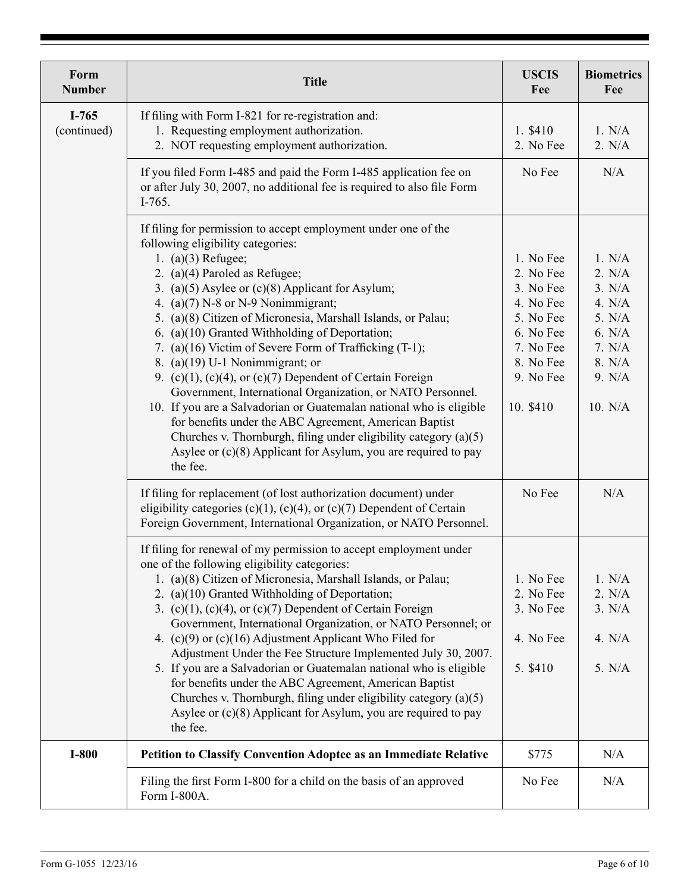| Form Number | Title | USCIS Fee | Biometrics Fee |
|---|---|---|---|
| **I-765** (continued) | If filing with Form I-821 for re-registration and:<br>1. Requesting employment authorization.<br>2. NOT requesting employment authorization. | 1. $410<br>2. No Fee | 1. N/A<br>2. N/A |
| | If you filed Form I-485 and paid the Form I-485 application fee on or after July 30, 2007, no additional fee is required to also file Form I-765. | No Fee | N/A |
| | If filing for permission to accept employment under one of the following eligibility categories:<br>1. (a)(3) Refugee;<br>2. (a)(4) Paroled as Refugee;<br>3. (a)(5) Asylee or (c)(8) Applicant for Asylum;<br>4. (a)(7) N-8 or N-9 Nonimmigrant;<br>5. (a)(8) Citizen of Micronesia, Marshall Islands, or Palau;<br>6. (a)(10) Granted Withholding of Deportation;<br>7. (a)(16) Victim of Severe Form of Trafficking (T-1);<br>8. (a)(19) U-1 Nonimmigrant; or<br>9. (c)(1), (c)(4), or (c)(7) Dependent of Certain Foreign Government, International Organization, or NATO Personnel.<br>10. If you are a Salvadorian or Guatemalan national who is eligible for benefits under the ABC Agreement, American Baptist Churches v. Thornburgh, filing under eligibility category (a)(5) Asylee or (c)(8) Applicant for Asylum, you are required to pay the fee. | 1. No Fee<br>2. No Fee<br>3. No Fee<br>4. No Fee<br>5. No Fee<br>6. No Fee<br>7. No Fee<br>8. No Fee<br>9. No Fee<br>10. $410 | 1. N/A<br>2. N/A<br>3. N/A<br>4. N/A<br>5. N/A<br>6. N/A<br>7. N/A<br>8. N/A<br>9. N/A<br>10. N/A |
| | If filing for replacement (of lost authorization document) under eligibility categories (c)(1), (c)(4), or (c)(7) Dependent of Certain Foreign Government, International Organization, or NATO Personnel. | No Fee | N/A |
| | If filing for renewal of my permission to accept employment under one of the following eligibility categories:<br>1. (a)(8) Citizen of Micronesia, Marshall Islands, or Palau;<br>2. (a)(10) Granted Withholding of Deportation;<br>3. (c)(1), (c)(4), or (c)(7) Dependent of Certain Foreign Government, International Organization, or NATO Personnel; or<br>4. (c)(9) or (c)(16) Adjustment Applicant Who Filed for Adjustment Under the Fee Structure Implemented July 30, 2007.<br>5. If you are a Salvadorian or Guatemalan national who is eligible for benefits under the ABC Agreement, American Baptist Churches v. Thornburgh, filing under eligibility category (a)(5) Asylee or (c)(8) Applicant for Asylum, you are required to pay the fee. | 1. No Fee<br>2. No Fee<br>3. No Fee<br>4. No Fee<br>5. $410 | 1. N/A<br>2. N/A<br>3. N/A<br>4. N/A<br>5. N/A |
| **I-800** | **Petition to Classify Convention Adoptee as an Immediate Relative** | $775 | N/A |
| | Filing the first Form I-800 for a child on the basis of an approved Form I-800A. | No Fee | N/A |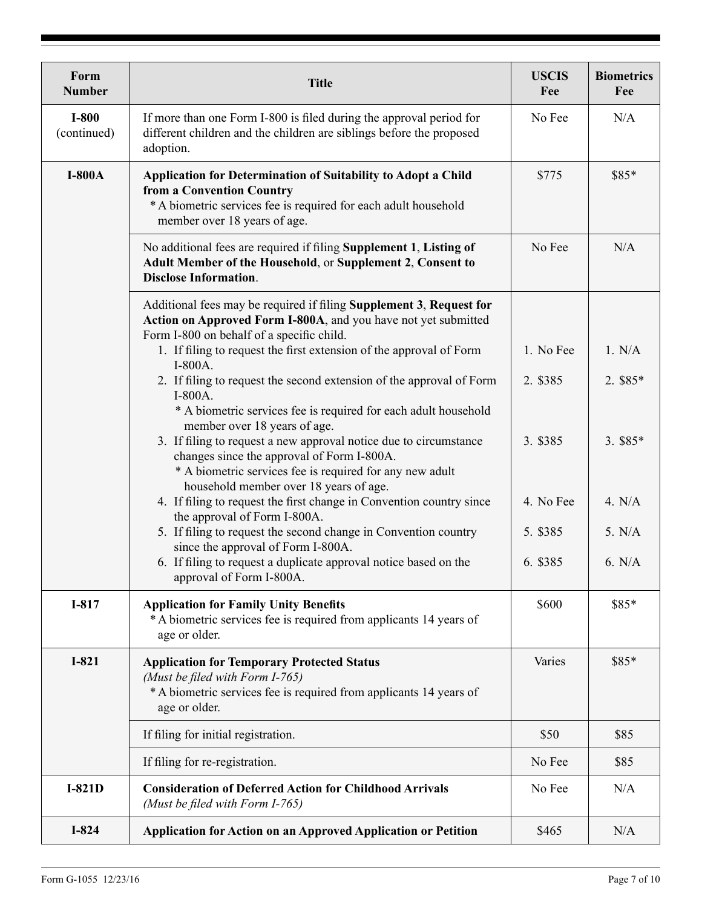| Form Number | Title | USCIS Fee | Biometrics Fee |
|---|---|---|---|
| **I-800** (continued) | If more than one Form I-800 is filed during the approval period for different children and the children are siblings before the proposed adoption. | No Fee | N/A |
| **I-800A** | **Application for Determination of Suitability to Adopt a Child from a Convention Country**<br>* A biometric services fee is required for each adult household member over 18 years of age. | $775 | $85* |
| | No additional fees are required if filing **Supplement 1**, **Listing of Adult Member of the Household**, or **Supplement 2**, **Consent to Disclose Information**. | No Fee | N/A |
| | Additional fees may be required if filing **Supplement 3**, **Request for Action on Approved Form I-800A**, and you have not yet submitted Form I-800 on behalf of a specific child.<br>1. If filing to request the first extension of the approval of Form I-800A.<br>2. If filing to request the second extension of the approval of Form I-800A.<br>* A biometric services fee is required for each adult household member over 18 years of age.<br>3. If filing to request a new approval notice due to circumstance changes since the approval of Form I-800A.<br>* A biometric services fee is required for any new adult household member over 18 years of age.<br>4. If filing to request the first change in Convention country since the approval of Form I-800A.<br>5. If filing to request the second change in Convention country since the approval of Form I-800A.<br>6. If filing to request a duplicate approval notice based on the approval of Form I-800A. | 1. No Fee<br>2. $385<br>3. $385<br>4. No Fee<br>5. $385<br>6. $385 | 1. N/A<br>2. $85*<br>3. $85*<br>4. N/A<br>5. N/A<br>6. N/A |
| **I-817** | **Application for Family Unity Benefits**<br>* A biometric services fee is required from applicants 14 years of age or older. | $600 | $85* |
| **I-821** | **Application for Temporary Protected Status**<br>*(Must be filed with Form I-765)*<br>* A biometric services fee is required from applicants 14 years of age or older. | Varies | $85* |
| | If filing for initial registration. | $50 | $85 |
| | If filing for re-registration. | No Fee | $85 |
| **I-821D** | **Consideration of Deferred Action for Childhood Arrivals**<br>*(Must be filed with Form I-765)* | No Fee | N/A |
| **I-824** | **Application for Action on an Approved Application or Petition** | $465 | N/A |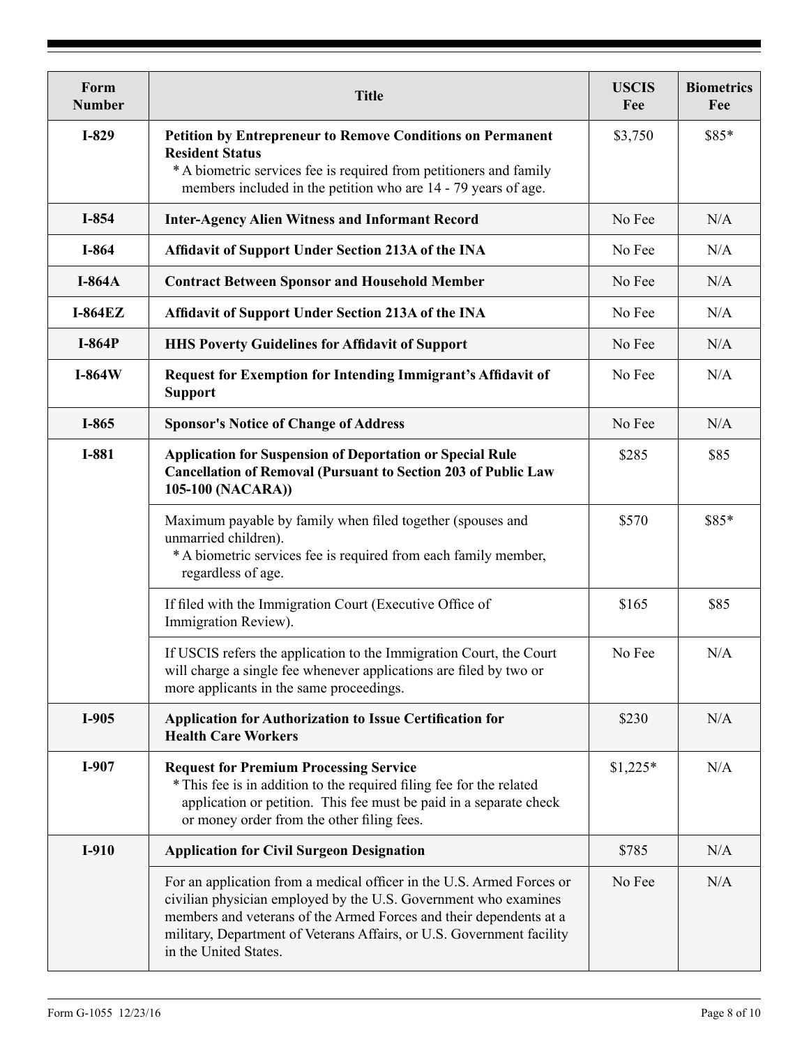| Form Number | Title | USCIS Fee | Biometrics Fee |
|---|---|---|---|
| **I-829** | **Petition by Entrepreneur to Remove Conditions on Permanent Resident Status**<br>* A biometric services fee is required from petitioners and family members included in the petition who are 14 - 79 years of age. | $3,750 | $85* |
| **I-854** | **Inter-Agency Alien Witness and Informant Record** | No Fee | N/A |
| **I-864** | **Affidavit of Support Under Section 213A of the INA** | No Fee | N/A |
| **I-864A** | **Contract Between Sponsor and Household Member** | No Fee | N/A |
| **I-864EZ** | **Affidavit of Support Under Section 213A of the INA** | No Fee | N/A |
| **I-864P** | **HHS Poverty Guidelines for Affidavit of Support** | No Fee | N/A |
| **I-864W** | **Request for Exemption for Intending Immigrant's Affidavit of Support** | No Fee | N/A |
| **I-865** | **Sponsor's Notice of Change of Address** | No Fee | N/A |
| **I-881** | **Application for Suspension of Deportation or Special Rule Cancellation of Removal (Pursuant to Section 203 of Public Law 105-100 (NACARA))** | $285 | $85 |
| | Maximum payable by family when filed together (spouses and unmarried children).<br>* A biometric services fee is required from each family member, regardless of age. | $570 | $85* |
| | If filed with the Immigration Court (Executive Office of Immigration Review). | $165 | $85 |
| | If USCIS refers the application to the Immigration Court, the Court will charge a single fee whenever applications are filed by two or more applicants in the same proceedings. | No Fee | N/A |
| **I-905** | **Application for Authorization to Issue Certification for Health Care Workers** | $230 | N/A |
| **I-907** | **Request for Premium Processing Service**<br>* This fee is in addition to the required filing fee for the related application or petition. This fee must be paid in a separate check or money order from the other filing fees. | $1,225* | N/A |
| **I-910** | **Application for Civil Surgeon Designation** | $785 | N/A |
| | For an application from a medical officer in the U.S. Armed Forces or civilian physician employed by the U.S. Government who examines members and veterans of the Armed Forces and their dependents at a military, Department of Veterans Affairs, or U.S. Government facility in the United States. | No Fee | N/A |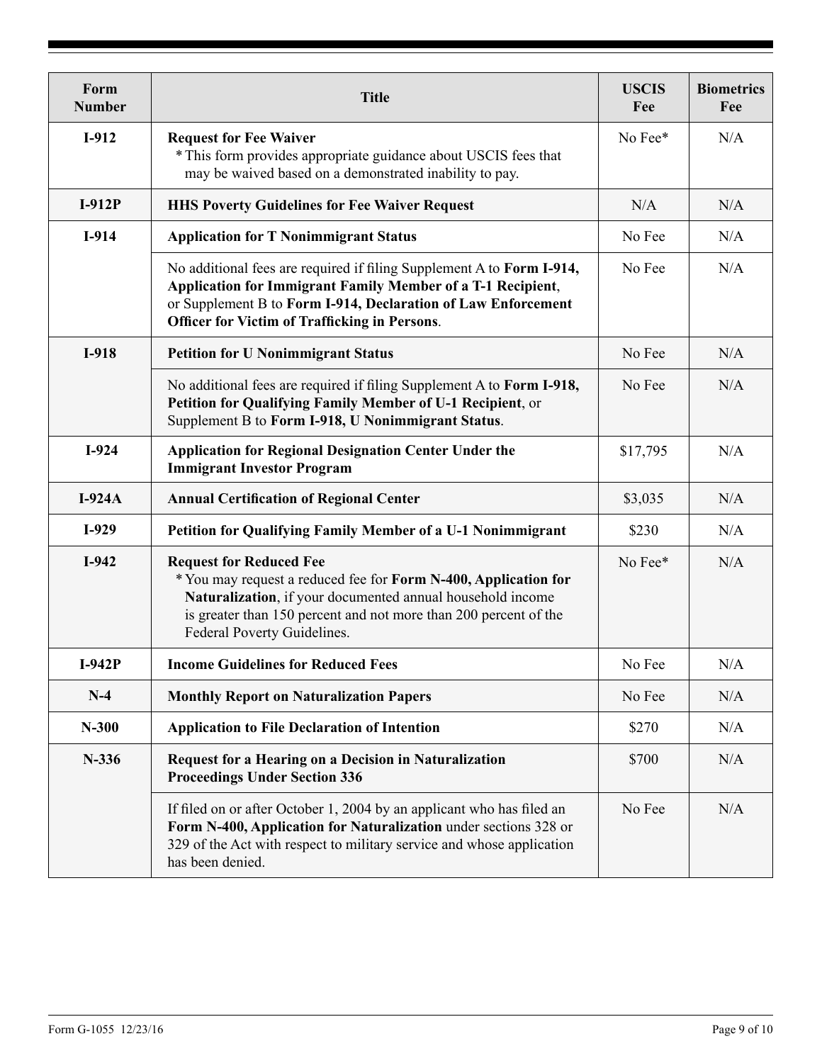| Form Number | Title | USCIS Fee | Biometrics Fee |
|---|---|---|---|
| **I-912** | **Request for Fee Waiver** * This form provides appropriate guidance about USCIS fees that may be waived based on a demonstrated inability to pay. | No Fee* | N/A |
| **I-912P** | **HHS Poverty Guidelines for Fee Waiver Request** | N/A | N/A |
| **I-914** | **Application for T Nonimmigrant Status** | No Fee | N/A |
| | No additional fees are required if filing Supplement A to **Form I-914, Application for Immigrant Family Member of a T-1 Recipient**, or Supplement B to **Form I-914, Declaration of Law Enforcement Officer for Victim of Trafficking in Persons**. | No Fee | N/A |
| **I-918** | **Petition for U Nonimmigrant Status** | No Fee | N/A |
| | No additional fees are required if filing Supplement A to **Form I-918, Petition for Qualifying Family Member of U-1 Recipient**, or Supplement B to **Form I-918, U Nonimmigrant Status**. | No Fee | N/A |
| **I-924** | **Application for Regional Designation Center Under the Immigrant Investor Program** | $17,795 | N/A |
| **I-924A** | **Annual Certification of Regional Center** | $3,035 | N/A |
| **I-929** | **Petition for Qualifying Family Member of a U-1 Nonimmigrant** | $230 | N/A |
| **I-942** | **Request for Reduced Fee** * You may request a reduced fee for **Form N-400, Application for Naturalization**, if your documented annual household income is greater than 150 percent and not more than 200 percent of the Federal Poverty Guidelines. | No Fee* | N/A |
| **I-942P** | **Income Guidelines for Reduced Fees** | No Fee | N/A |
| **N-4** | **Monthly Report on Naturalization Papers** | No Fee | N/A |
| **N-300** | **Application to File Declaration of Intention** | $270 | N/A |
| **N-336** | **Request for a Hearing on a Decision in Naturalization Proceedings Under Section 336** | $700 | N/A |
| | If filed on or after October 1, 2004 by an applicant who has filed an **Form N-400, Application for Naturalization** under sections 328 or 329 of the Act with respect to military service and whose application has been denied. | No Fee | N/A |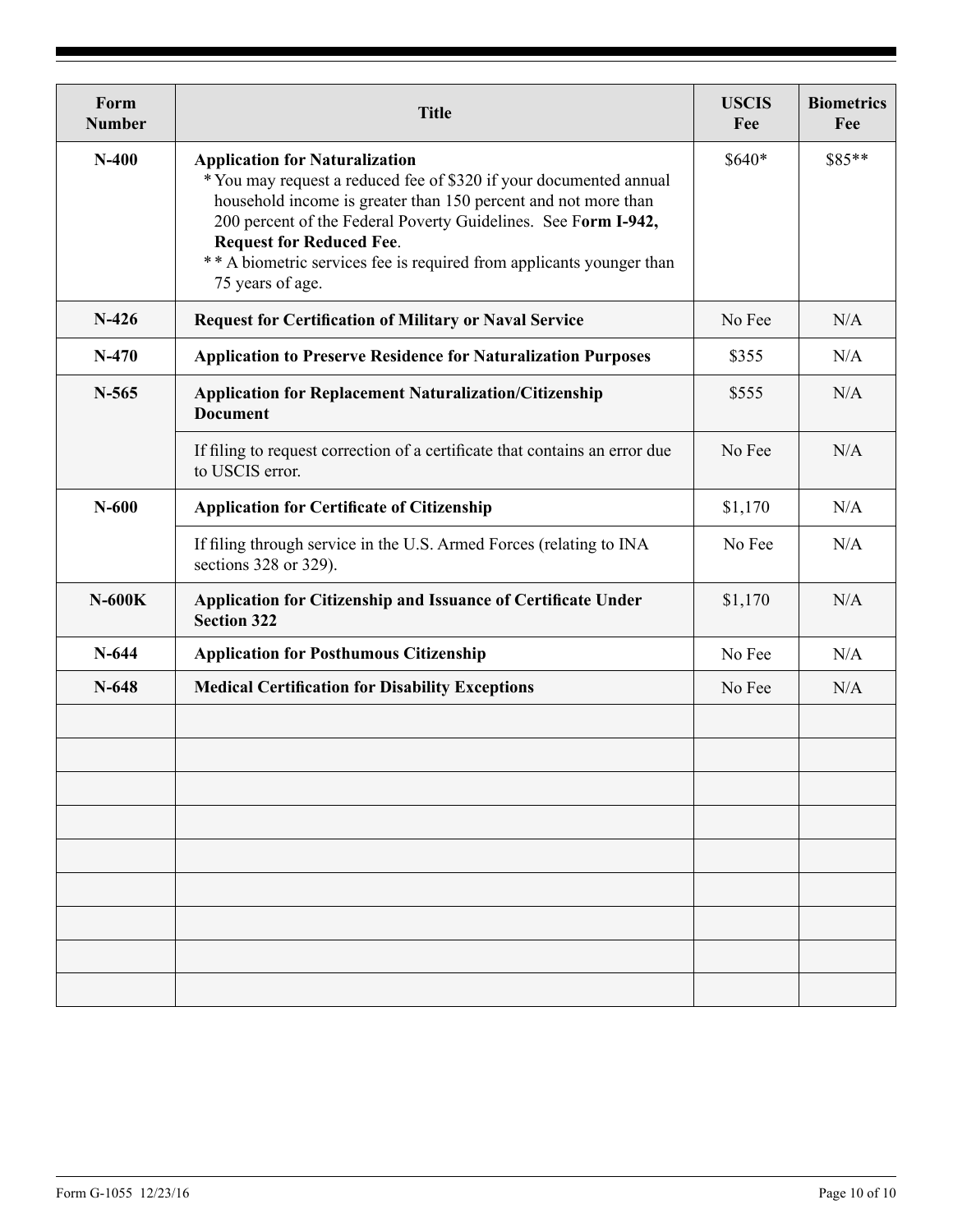| Form Number | Title | USCIS Fee | Biometrics Fee |
| --- | --- | --- | --- |
| N-400 | **Application for Naturalization**<br>* You may request a reduced fee of $320 if your documented annual household income is greater than 150 percent and not more than 200 percent of the Federal Poverty Guidelines. See F**orm I-942, Request for Reduced Fee**.<br>** A biometric services fee is required from applicants younger than 75 years of age. | $640* | $85** |
| N-426 | **Request for Certification of Military or Naval Service** | No Fee | N/A |
| N-470 | **Application to Preserve Residence for Naturalization Purposes** | $355 | N/A |
| N-565 | **Application for Replacement Naturalization/Citizenship Document** | $555 | N/A |
| | If filing to request correction of a certificate that contains an error due to USCIS error. | No Fee | N/A |
| N-600 | **Application for Certificate of Citizenship** | $1,170 | N/A |
| | If filing through service in the U.S. Armed Forces (relating to INA sections 328 or 329). | No Fee | N/A |
| N-600K | **Application for Citizenship and Issuance of Certificate Under Section 322** | $1,170 | N/A |
| N-644 | **Application for Posthumous Citizenship** | No Fee | N/A |
| N-648 | **Medical Certification for Disability Exceptions** | No Fee | N/A |
| | | | |
| | | | |
| | | | |
| | | | |
| | | | |
| | | | |
| | | | |
| | | | |
| | | | |